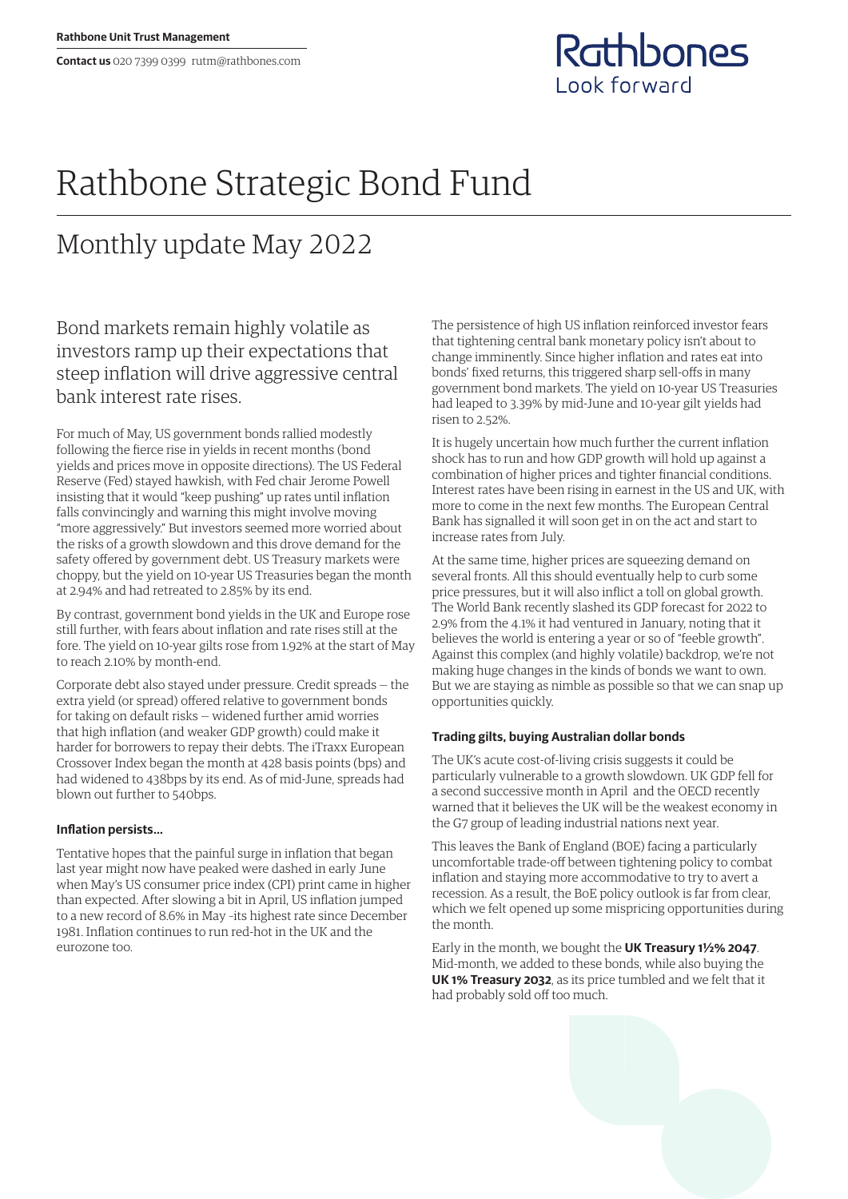Rathbone Unit Trust Management

**Contact us** 020 7399 0399 rutm@rathbones.com

Rathbones Look forward

# Rathbone Strategic Bond Fund

## Monthly update May 2022

### Bond markets remain highly volatile as investors ramp up their expectations that steep inflation will drive aggressive central bank interest rate rises.

For much of May, US government bonds rallied modestly following the fierce rise in yields in recent months (bond yields and prices move in opposite directions). The US Federal Reserve (Fed) stayed hawkish, with Fed chair Jerome Powell insisting that it would "keep pushing" up rates until inflation falls convincingly and warning this might involve moving "more aggressively." But investors seemed more worried about the risks of a growth slowdown and this drove demand for the safety offered by government debt. US Treasury markets were choppy, but the yield on 10-year US Treasuries began the month at 2.94% and had retreated to 2.85% by its end.

By contrast, government bond yields in the UK and Europe rose still further, with fears about inflation and rate rises still at the fore. The yield on 10-year gilts rose from 1.92% at the start of May to reach 2.10% by month-end.

Corporate debt also stayed under pressure. Credit spreads — the extra yield (or spread) offered relative to government bonds for taking on default risks — widened further amid worries that high inflation (and weaker GDP growth) could make it harder for borrowers to repay their debts. The iTraxx European Crossover Index began the month at 428 basis points (bps) and had widened to 438bps by its end. As of mid-June, spreads had blown out further to 540bps.

#### Inflation persists…

Tentative hopes that the painful surge in inflation that began last year might now have peaked were dashed in early June when May's US consumer price index (CPI) print came in higher than expected. After slowing a bit in April, US inflation jumped to a new record of 8.6% in May -its highest rate since December 1981. Inflation continues to run red-hot in the UK and the eurozone too.

The persistence of high US inflation reinforced investor fears that tightening central bank monetary policy isn't about to change imminently. Since higher inflation and rates eat into bonds' fixed returns, this triggered sharp sell-offs in many government bond markets. The yield on 10-year US Treasuries had leaped to 3.39% by mid-June and 10-year gilt yields had risen to 2.52%.

It is hugely uncertain how much further the current inflation shock has to run and how GDP growth will hold up against a combination of higher prices and tighter financial conditions. Interest rates have been rising in earnest in the US and UK, with more to come in the next few months. The European Central Bank has signalled it will soon get in on the act and start to increase rates from July.

At the same time, higher prices are squeezing demand on several fronts. All this should eventually help to curb some price pressures, but it will also inflict a toll on global growth. The World Bank recently slashed its GDP forecast for 2022 to 2.9% from the 4.1% it had ventured in January, noting that it believes the world is entering a year or so of "feeble growth". Against this complex (and highly volatile) backdrop, we're not making huge changes in the kinds of bonds we want to own. But we are staying as nimble as possible so that we can snap up opportunities quickly.

#### Trading gilts, buying Australian dollar bonds

The UK's acute cost-of-living crisis suggests it could be particularly vulnerable to a growth slowdown. UK GDP fell for a second successive month in April and the OECD recently warned that it believes the UK will be the weakest economy in the G7 group of leading industrial nations next year.

This leaves the Bank of England (BOE) facing a particularly uncomfortable trade-off between tightening policy to combat inflation and staying more accommodative to try to avert a recession. As a result, the BoE policy outlook is far from clear, which we felt opened up some mispricing opportunities during the month.

Early in the month, we bought the **UK Treasury 1½% 2047**. Mid-month, we added to these bonds, while also buying the **UK 1% Treasury 2032**, as its price tumbled and we felt that it had probably sold off too much.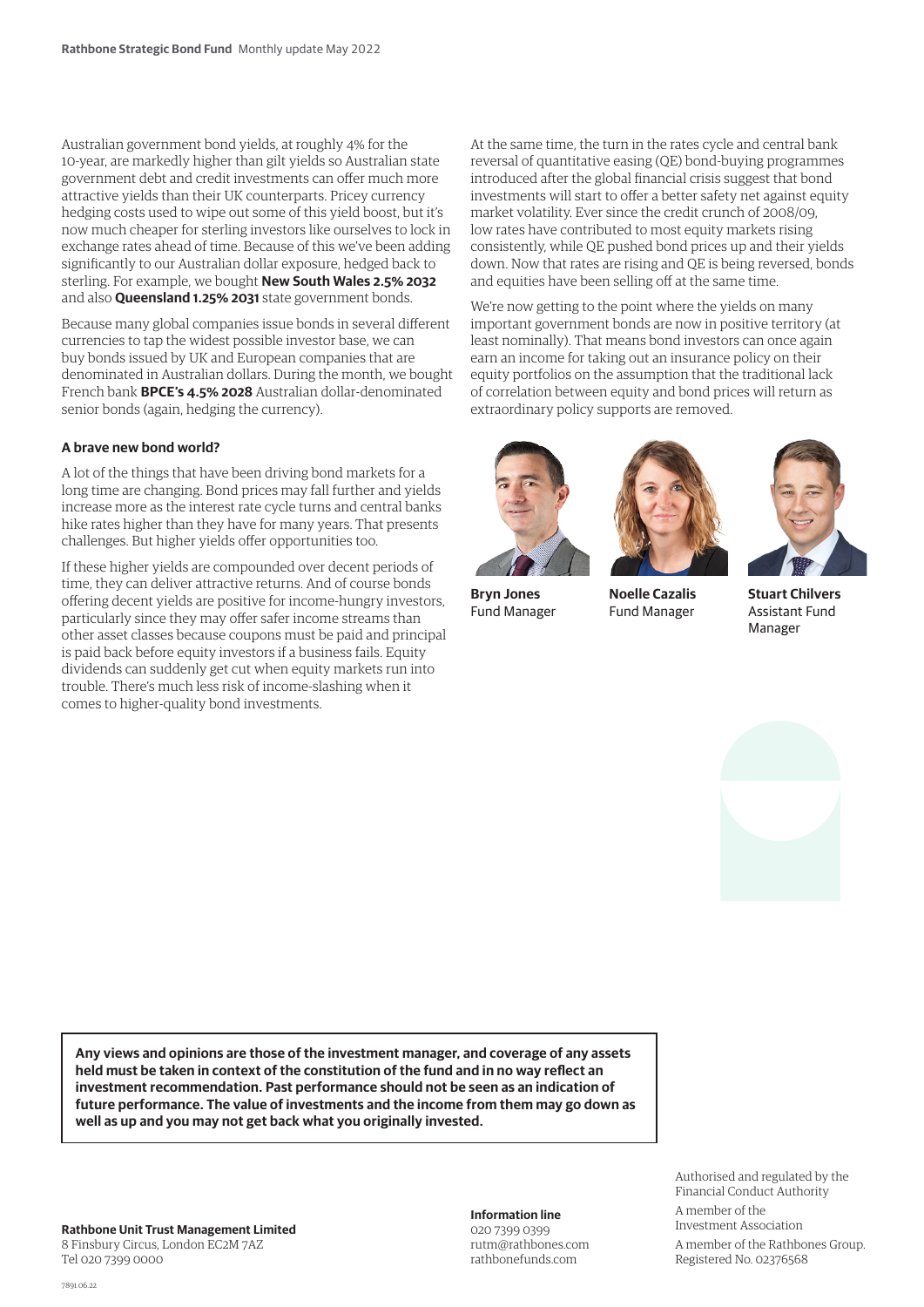Australian government bond yields, at roughly 4% for the 10-year, are markedly higher than gilt yields so Australian state government debt and credit investments can offer much more attractive yields than their UK counterparts. Pricey currency hedging costs used to wipe out some of this yield boost, but it's now much cheaper for sterling investors like ourselves to lock in exchange rates ahead of time. Because of this we've been adding significantly to our Australian dollar exposure, hedged back to sterling. For example, we bought **New South Wales 2.5% 2032** and also **Queensland 1.25% 2031** state government bonds.

Because many global companies issue bonds in several different currencies to tap the widest possible investor base, we can buy bonds issued by UK and European companies that are denominated in Australian dollars. During the month, we bought French bank **BPCE's 4.5% 2028** Australian dollar-denominated senior bonds (again, hedging the currency).

### A brave new bond world?

A lot of the things that have been driving bond markets for a long time are changing. Bond prices may fall further and yields increase more as the interest rate cycle turns and central banks hike rates higher than they have for many years. That presents challenges. But higher yields offer opportunities too.

If these higher yields are compounded over decent periods of time, they can deliver attractive returns. And of course bonds offering decent yields are positive for income-hungry investors, particularly since they may offer safer income streams than other asset classes because coupons must be paid and principal is paid back before equity investors if a business fails. Equity dividends can suddenly get cut when equity markets run into trouble. There's much less risk of income-slashing when it comes to higher-quality bond investments.

At the same time, the turn in the rates cycle and central bank reversal of quantitative easing (QE) bond-buying programmes introduced after the global financial crisis suggest that bond investments will start to offer a better safety net against equity market volatility. Ever since the credit crunch of 2008/09, low rates have contributed to most equity markets rising consistently, while QE pushed bond prices up and their yields down. Now that rates are rising and QE is being reversed, bonds and equities have been selling off at the same time.

We're now getting to the point where the yields on many important government bonds are now in positive territory (at least nominally). That means bond investors can once again earn an income for taking out an insurance policy on their equity portfolios on the assumption that the traditional lack of correlation between equity and bond prices will return as extraordinary policy supports are removed.

**Bryn Jones**
Fund Manager

**Noelle Cazalis**
Fund Manager

**Stuart Chilvers**
Assistant Fund Manager

**Any views and opinions are those of the investment manager, and coverage of any assets held must be taken in context of the constitution of the fund and in no way reflect an investment recommendation. Past performance should not be seen as an indication of future performance. The value of investments and the income from them may go down as well as up and you may not get back what you originally invested.**

**Rathbone Unit Trust Management Limited**
8 Finsbury Circus, London EC2M 7AZ
Tel 020 7399 0000

**Information line**
020 7399 0399
rutm@rathbones.com
rathbonefunds.com

Authorised and regulated by the Financial Conduct Authority

A member of the Investment Association

A member of the Rathbones Group. Registered No. 02376568

7891.06.22